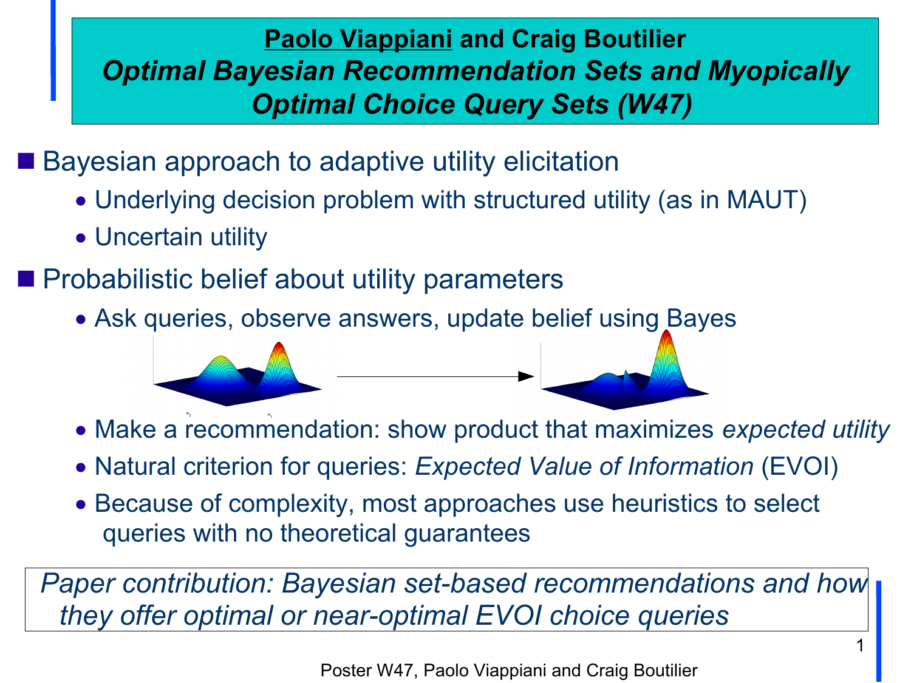# <u>Paolo Viappiani</u> and Craig Boutilier

## *Optimal Bayesian Recommendation Sets and Myopically Optimal Choice Query Sets (W47)*

- Bayesian approach to adaptive utility elicitation
  - Underlying decision problem with structured utility (as in MAUT)
  - Uncertain utility
- Probabilistic belief about utility parameters
  - Ask queries, observe answers, update belief using Bayes
  - Make a recommendation: show product that maximizes *expected utility*
  - Natural criterion for queries: *Expected Value of Information* (EVOI)
  - Because of complexity, most approaches use heuristics to select queries with no theoretical guarantees

*Paper contribution: Bayesian set-based recommendations and how they offer optimal or near-optimal EVOI choice queries*

Poster W47, Paolo Viappiani and Craig Boutilier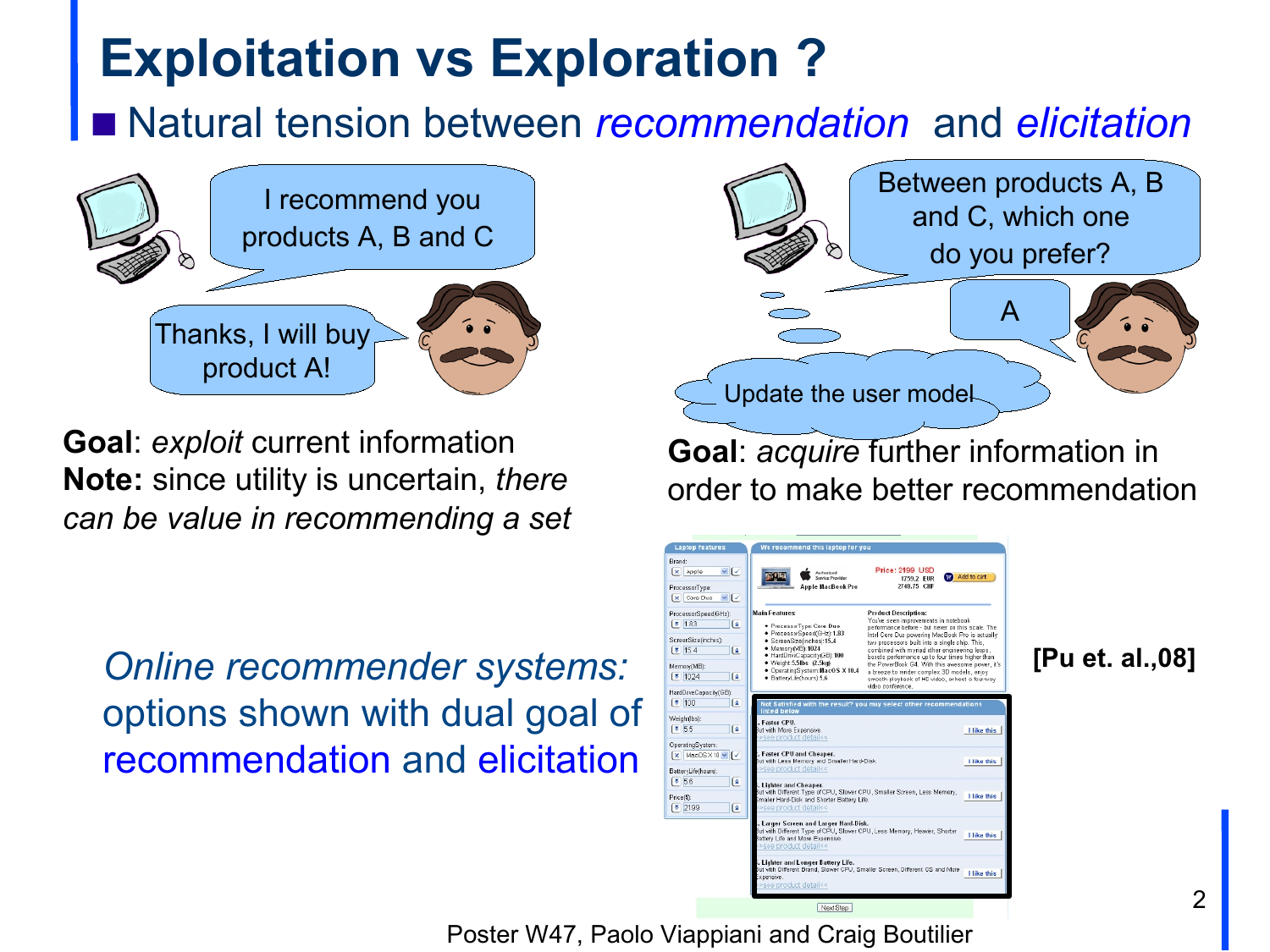# Exploitation vs Exploration ?

- Natural tension between *recommendation* and *elicitation*

I recommend you products A, B and C

Thanks, I will buy product A!

Between products A, B and C, which one do you prefer?

A

Update the user model

**Goal**: *exploit* current information
**Note:** since utility is uncertain, *there can be value in recommending a set*

**Goal**: *acquire* further information in order to make better recommendation

*Online recommender systems:* options shown with dual goal of recommendation and elicitation

**[Pu et. al.,08]**

Poster W47, Paolo Viappiani and Craig Boutilier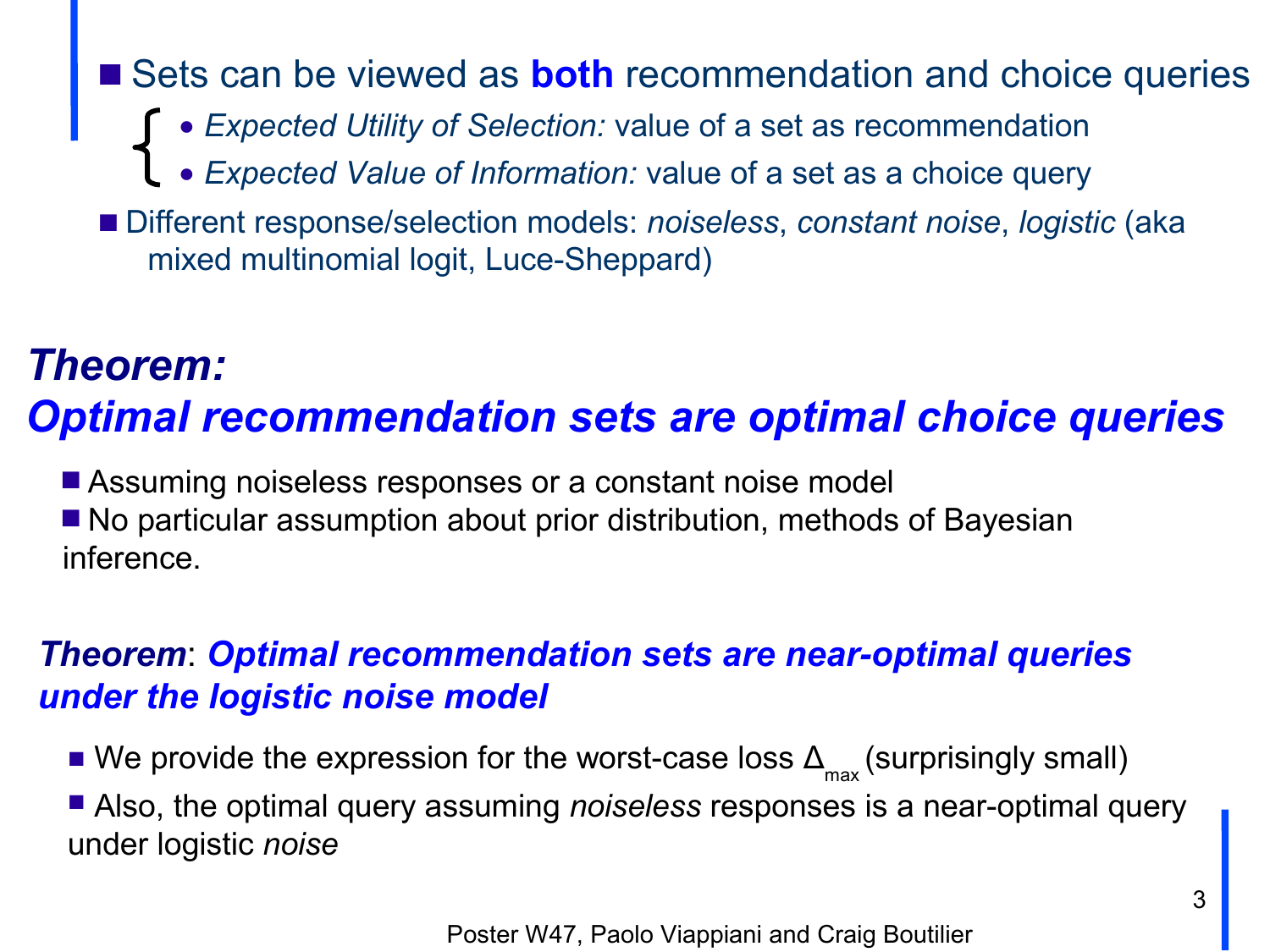- Sets can be viewed as **both** recommendation and choice queries
  - *Expected Utility of Selection:* value of a set as recommendation
  - *Expected Value of Information:* value of a set as a choice query
- Different response/selection models: *noiseless*, *constant noise*, *logistic* (aka mixed multinomial logit, Luce-Sheppard)

## *Theorem:*
## *Optimal recommendation sets are optimal choice queries*

- Assuming noiseless responses or a constant noise model
- No particular assumption about prior distribution, methods of Bayesian inference.

***Theorem**: Optimal recommendation sets are near-optimal queries under the logistic noise model*

- We provide the expression for the worst-case loss $\Delta_{max}$ (surprisingly small)
- Also, the optimal query assuming *noiseless* responses is a near-optimal query under logistic *noise*

Poster W47, Paolo Viappiani and Craig Boutilier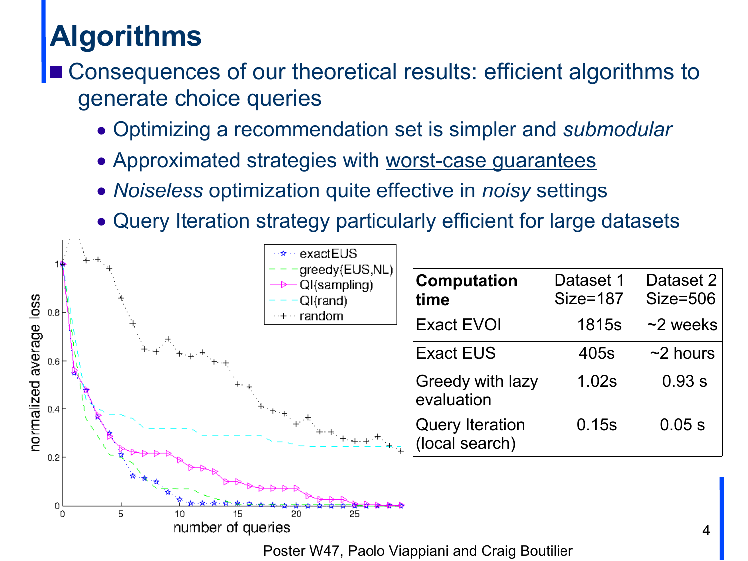# Algorithms

- Consequences of our theoretical results: efficient algorithms to generate choice queries
  - Optimizing a recommendation set is simpler and *submodular*
  - Approximated strategies with worst-case guarantees
  - *Noiseless* optimization quite effective in *noisy* settings
  - Query Iteration strategy particularly efficient for large datasets

normalized average loss

number of queries

0 5 10 15 20 25

0 0.2 0.4 0.6 0.8 1

exactEUS
greedy(EUS,NL)
QI(sampling)
QI(rand)
random

| **Computation time** | Dataset 1 Size=187 | Dataset 2 Size=506 |
|---|---|---|
| Exact EVOI | 1815s | ~2 weeks |
| Exact EUS | 405s | ~2 hours |
| Greedy with lazy evaluation | 1.02s | 0.93 s |
| Query Iteration (local search) | 0.15s | 0.05 s |

Poster W47, Paolo Viappiani and Craig Boutilier